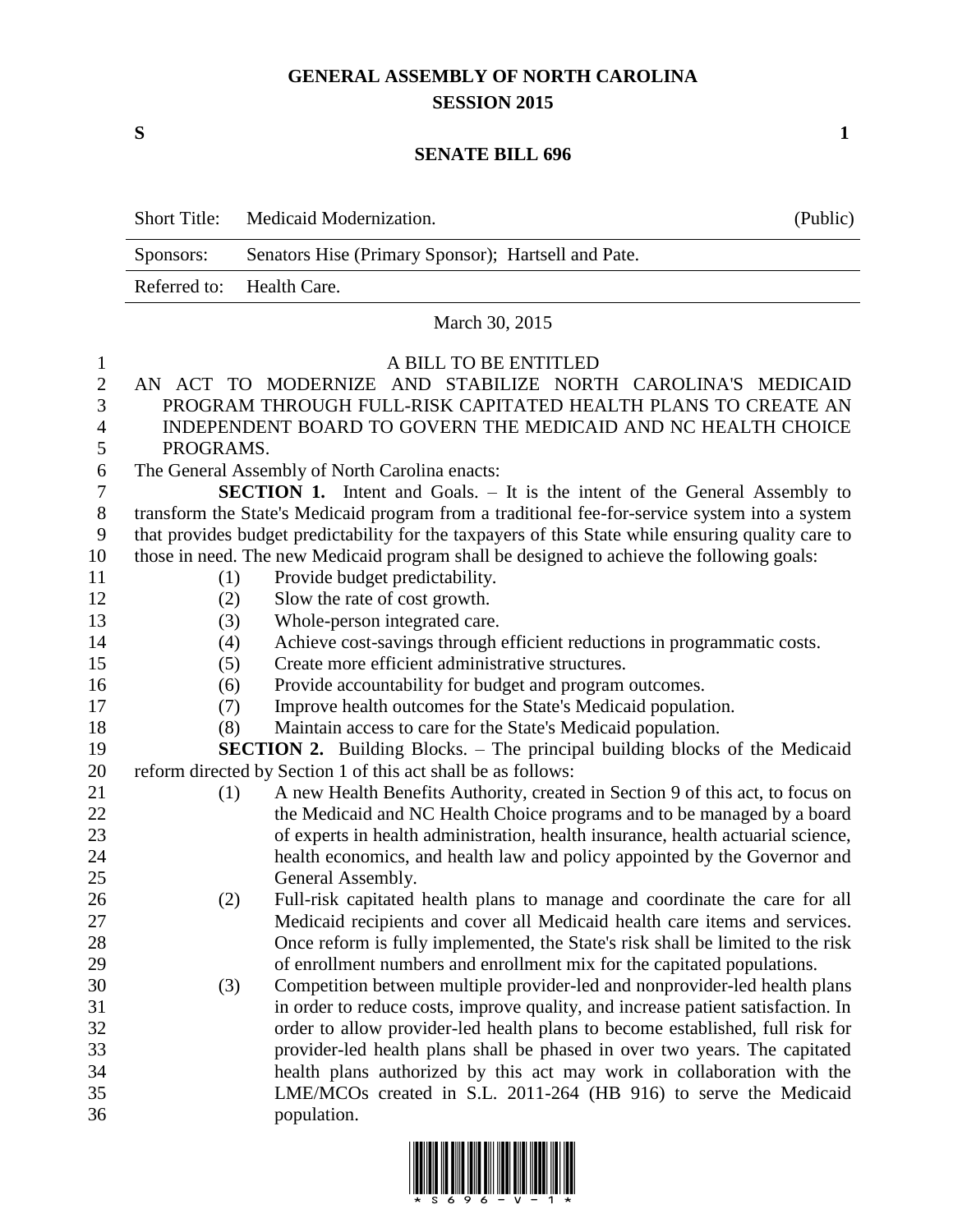# GENERAL ASSEMBLY OF NORTH CAROLINA
## SESSION 2015

**S** **1**

## SENATE BILL 696

| Short Title: | Medicaid Modernization. | (Public) |
|---|---|---|
| Sponsors: | Senators Hise (Primary Sponsor); Hartsell and Pate. | |
| Referred to: | Health Care. | |

March 30, 2015

A BILL TO BE ENTITLED

AN ACT TO MODERNIZE AND STABILIZE NORTH CAROLINA'S MEDICAID PROGRAM THROUGH FULL-RISK CAPITATED HEALTH PLANS TO CREATE AN INDEPENDENT BOARD TO GOVERN THE MEDICAID AND NC HEALTH CHOICE PROGRAMS.

The General Assembly of North Carolina enacts:

**SECTION 1.** Intent and Goals. – It is the intent of the General Assembly to transform the State's Medicaid program from a traditional fee-for-service system into a system that provides budget predictability for the taxpayers of this State while ensuring quality care to those in need. The new Medicaid program shall be designed to achieve the following goals:

(1) Provide budget predictability.
(2) Slow the rate of cost growth.
(3) Whole-person integrated care.
(4) Achieve cost-savings through efficient reductions in programmatic costs.
(5) Create more efficient administrative structures.
(6) Provide accountability for budget and program outcomes.
(7) Improve health outcomes for the State's Medicaid population.
(8) Maintain access to care for the State's Medicaid population.

**SECTION 2.** Building Blocks. – The principal building blocks of the Medicaid reform directed by Section 1 of this act shall be as follows:

(1) A new Health Benefits Authority, created in Section 9 of this act, to focus on the Medicaid and NC Health Choice programs and to be managed by a board of experts in health administration, health insurance, health actuarial science, health economics, and health law and policy appointed by the Governor and General Assembly.
(2) Full-risk capitated health plans to manage and coordinate the care for all Medicaid recipients and cover all Medicaid health care items and services. Once reform is fully implemented, the State's risk shall be limited to the risk of enrollment numbers and enrollment mix for the capitated populations.
(3) Competition between multiple provider-led and nonprovider-led health plans in order to reduce costs, improve quality, and increase patient satisfaction. In order to allow provider-led health plans to become established, full risk for provider-led health plans shall be phased in over two years. The capitated health plans authorized by this act may work in collaboration with the LME/MCOs created in S.L. 2011-264 (HB 916) to serve the Medicaid population.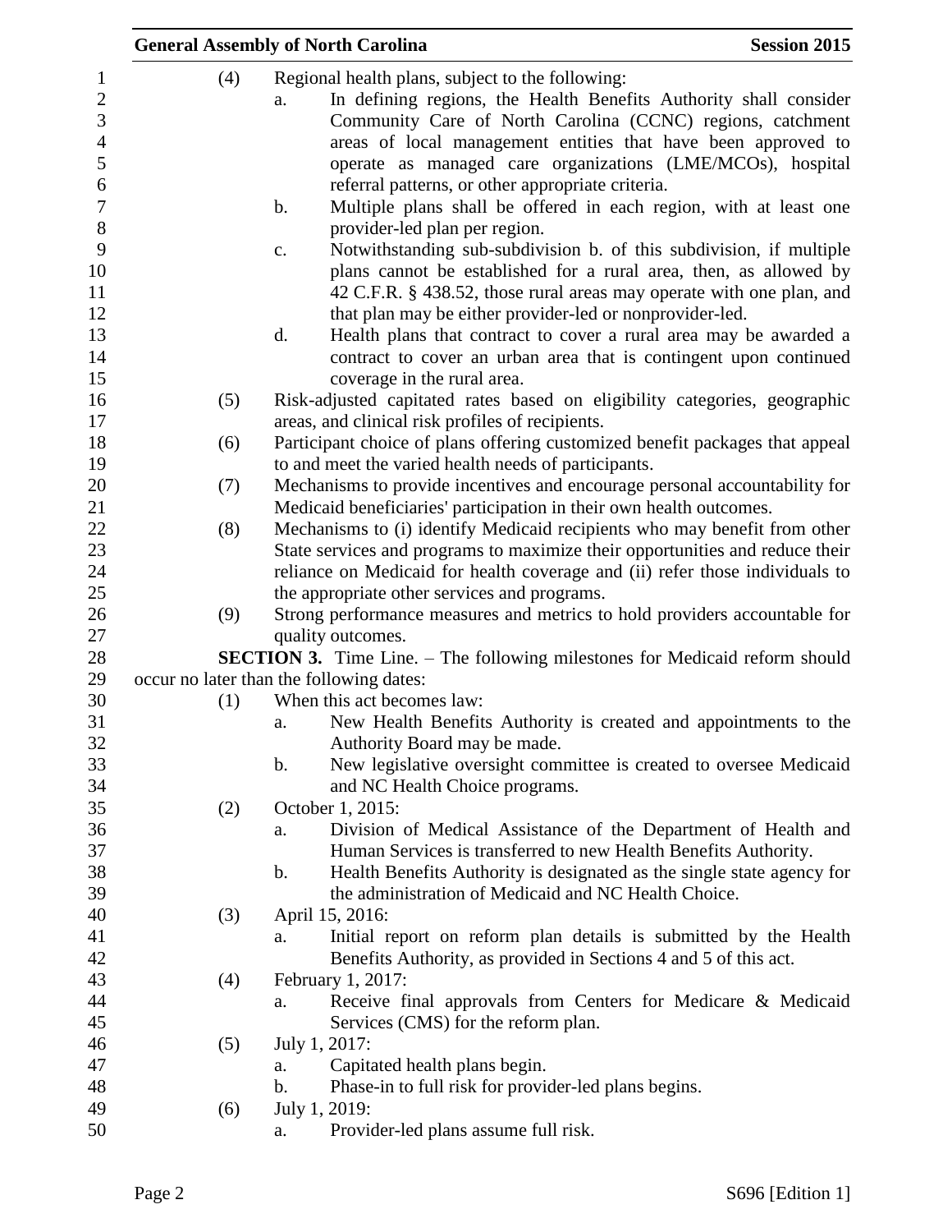(4) Regional health plans, subject to the following:

a. In defining regions, the Health Benefits Authority shall consider Community Care of North Carolina (CCNC) regions, catchment areas of local management entities that have been approved to operate as managed care organizations (LME/MCOs), hospital referral patterns, or other appropriate criteria.

b. Multiple plans shall be offered in each region, with at least one provider-led plan per region.

c. Notwithstanding sub-subdivision b. of this subdivision, if multiple plans cannot be established for a rural area, then, as allowed by 42 C.F.R. § 438.52, those rural areas may operate with one plan, and that plan may be either provider-led or nonprovider-led.

d. Health plans that contract to cover a rural area may be awarded a contract to cover an urban area that is contingent upon continued coverage in the rural area.

(5) Risk-adjusted capitated rates based on eligibility categories, geographic areas, and clinical risk profiles of recipients.

(6) Participant choice of plans offering customized benefit packages that appeal to and meet the varied health needs of participants.

(7) Mechanisms to provide incentives and encourage personal accountability for Medicaid beneficiaries' participation in their own health outcomes.

(8) Mechanisms to (i) identify Medicaid recipients who may benefit from other State services and programs to maximize their opportunities and reduce their reliance on Medicaid for health coverage and (ii) refer those individuals to the appropriate other services and programs.

(9) Strong performance measures and metrics to hold providers accountable for quality outcomes.

**SECTION 3.** Time Line. – The following milestones for Medicaid reform should occur no later than the following dates:

(1) When this act becomes law:

a. New Health Benefits Authority is created and appointments to the Authority Board may be made.

b. New legislative oversight committee is created to oversee Medicaid and NC Health Choice programs.

(2) October 1, 2015:

a. Division of Medical Assistance of the Department of Health and Human Services is transferred to new Health Benefits Authority.

b. Health Benefits Authority is designated as the single state agency for the administration of Medicaid and NC Health Choice.

(3) April 15, 2016:

a. Initial report on reform plan details is submitted by the Health Benefits Authority, as provided in Sections 4 and 5 of this act.

(4) February 1, 2017:

a. Receive final approvals from Centers for Medicare & Medicaid Services (CMS) for the reform plan.

(5) July 1, 2017:

a. Capitated health plans begin.

b. Phase-in to full risk for provider-led plans begins.

(6) July 1, 2019:

a. Provider-led plans assume full risk.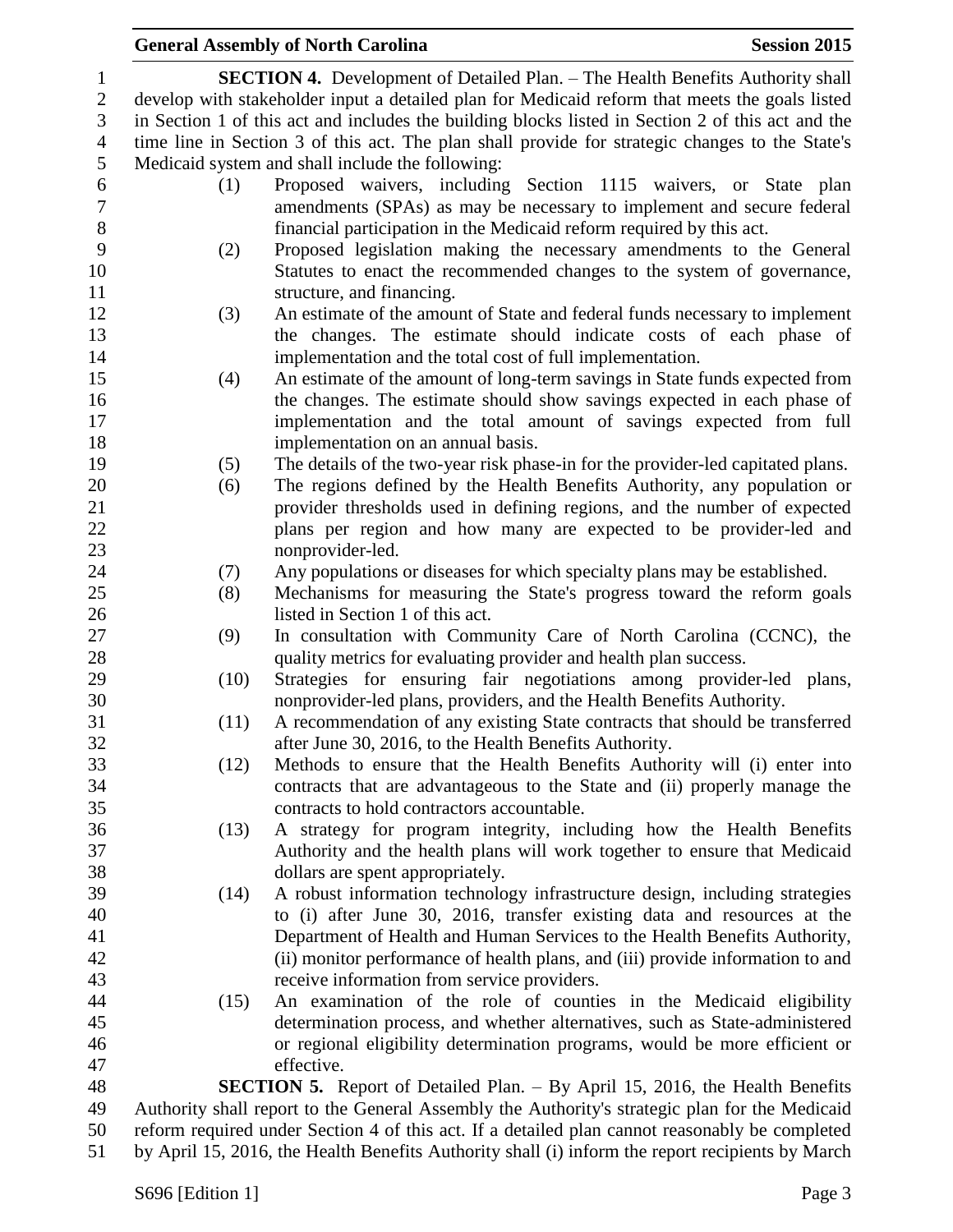**SECTION 4.** Development of Detailed Plan. – The Health Benefits Authority shall develop with stakeholder input a detailed plan for Medicaid reform that meets the goals listed in Section 1 of this act and includes the building blocks listed in Section 2 of this act and the time line in Section 3 of this act. The plan shall provide for strategic changes to the State's Medicaid system and shall include the following:

(1) Proposed waivers, including Section 1115 waivers, or State plan amendments (SPAs) as may be necessary to implement and secure federal financial participation in the Medicaid reform required by this act.

(2) Proposed legislation making the necessary amendments to the General Statutes to enact the recommended changes to the system of governance, structure, and financing.

(3) An estimate of the amount of State and federal funds necessary to implement the changes. The estimate should indicate costs of each phase of implementation and the total cost of full implementation.

(4) An estimate of the amount of long-term savings in State funds expected from the changes. The estimate should show savings expected in each phase of implementation and the total amount of savings expected from full implementation on an annual basis.

(5) The details of the two-year risk phase-in for the provider-led capitated plans.

(6) The regions defined by the Health Benefits Authority, any population or provider thresholds used in defining regions, and the number of expected plans per region and how many are expected to be provider-led and nonprovider-led.

(7) Any populations or diseases for which specialty plans may be established.

(8) Mechanisms for measuring the State's progress toward the reform goals listed in Section 1 of this act.

(9) In consultation with Community Care of North Carolina (CCNC), the quality metrics for evaluating provider and health plan success.

(10) Strategies for ensuring fair negotiations among provider-led plans, nonprovider-led plans, providers, and the Health Benefits Authority.

(11) A recommendation of any existing State contracts that should be transferred after June 30, 2016, to the Health Benefits Authority.

(12) Methods to ensure that the Health Benefits Authority will (i) enter into contracts that are advantageous to the State and (ii) properly manage the contracts to hold contractors accountable.

(13) A strategy for program integrity, including how the Health Benefits Authority and the health plans will work together to ensure that Medicaid dollars are spent appropriately.

(14) A robust information technology infrastructure design, including strategies to (i) after June 30, 2016, transfer existing data and resources at the Department of Health and Human Services to the Health Benefits Authority, (ii) monitor performance of health plans, and (iii) provide information to and receive information from service providers.

(15) An examination of the role of counties in the Medicaid eligibility determination process, and whether alternatives, such as State-administered or regional eligibility determination programs, would be more efficient or effective.

**SECTION 5.** Report of Detailed Plan. – By April 15, 2016, the Health Benefits Authority shall report to the General Assembly the Authority's strategic plan for the Medicaid reform required under Section 4 of this act. If a detailed plan cannot reasonably be completed by April 15, 2016, the Health Benefits Authority shall (i) inform the report recipients by March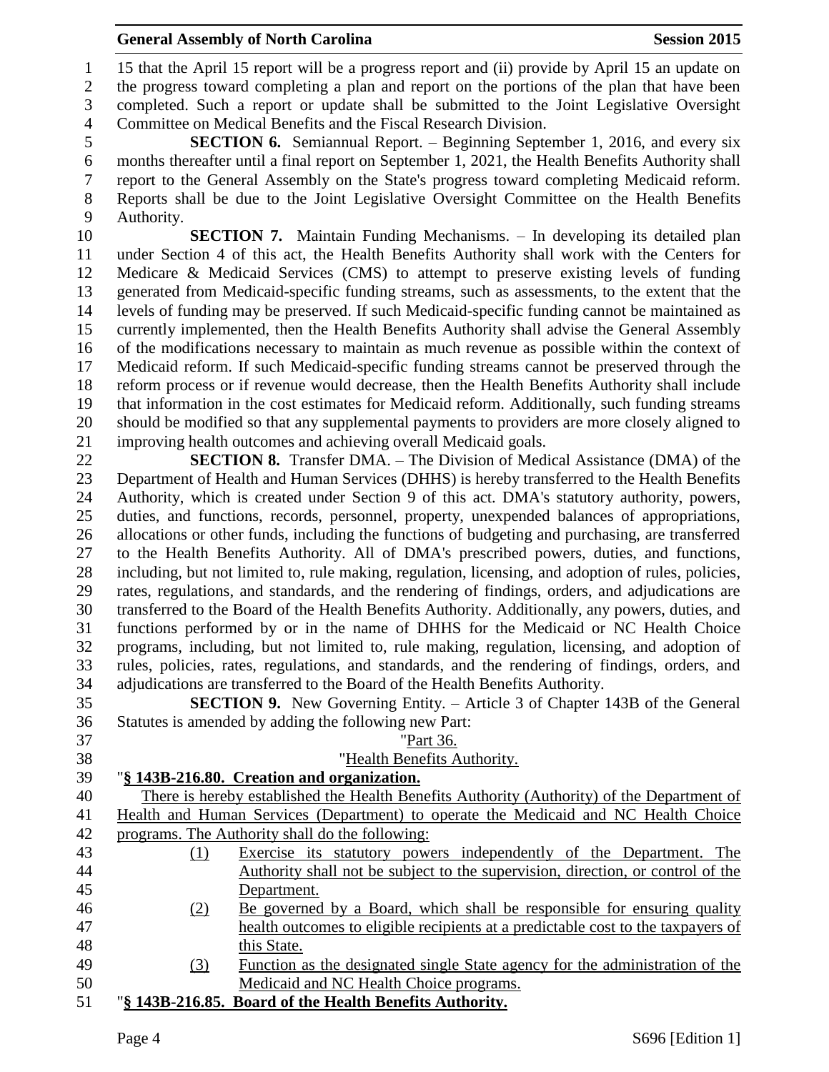15 that the April 15 report will be a progress report and (ii) provide by April 15 an update on the progress toward completing a plan and report on the portions of the plan that have been completed. Such a report or update shall be submitted to the Joint Legislative Oversight Committee on Medical Benefits and the Fiscal Research Division.

**SECTION 6.** Semiannual Report. – Beginning September 1, 2016, and every six months thereafter until a final report on September 1, 2021, the Health Benefits Authority shall report to the General Assembly on the State's progress toward completing Medicaid reform. Reports shall be due to the Joint Legislative Oversight Committee on the Health Benefits Authority.

**SECTION 7.** Maintain Funding Mechanisms. – In developing its detailed plan under Section 4 of this act, the Health Benefits Authority shall work with the Centers for Medicare & Medicaid Services (CMS) to attempt to preserve existing levels of funding generated from Medicaid-specific funding streams, such as assessments, to the extent that the levels of funding may be preserved. If such Medicaid-specific funding cannot be maintained as currently implemented, then the Health Benefits Authority shall advise the General Assembly of the modifications necessary to maintain as much revenue as possible within the context of Medicaid reform. If such Medicaid-specific funding streams cannot be preserved through the reform process or if revenue would decrease, then the Health Benefits Authority shall include that information in the cost estimates for Medicaid reform. Additionally, such funding streams should be modified so that any supplemental payments to providers are more closely aligned to improving health outcomes and achieving overall Medicaid goals.

**SECTION 8.** Transfer DMA. – The Division of Medical Assistance (DMA) of the Department of Health and Human Services (DHHS) is hereby transferred to the Health Benefits Authority, which is created under Section 9 of this act. DMA's statutory authority, powers, duties, and functions, records, personnel, property, unexpended balances of appropriations, allocations or other funds, including the functions of budgeting and purchasing, are transferred to the Health Benefits Authority. All of DMA's prescribed powers, duties, and functions, including, but not limited to, rule making, regulation, licensing, and adoption of rules, policies, rates, regulations, and standards, and the rendering of findings, orders, and adjudications are transferred to the Board of the Health Benefits Authority. Additionally, any powers, duties, and functions performed by or in the name of DHHS for the Medicaid or NC Health Choice programs, including, but not limited to, rule making, regulation, licensing, and adoption of rules, policies, rates, regulations, and standards, and the rendering of findings, orders, and adjudications are transferred to the Board of the Health Benefits Authority.

**SECTION 9.** New Governing Entity. – Article 3 of Chapter 143B of the General Statutes is amended by adding the following new Part:

"Part 36.

"Health Benefits Authority.

"**§ 143B-216.80. Creation and organization.**

There is hereby established the Health Benefits Authority (Authority) of the Department of Health and Human Services (Department) to operate the Medicaid and NC Health Choice programs. The Authority shall do the following:

(1) Exercise its statutory powers independently of the Department. The Authority shall not be subject to the supervision, direction, or control of the Department.

(2) Be governed by a Board, which shall be responsible for ensuring quality health outcomes to eligible recipients at a predictable cost to the taxpayers of this State.

(3) Function as the designated single State agency for the administration of the Medicaid and NC Health Choice programs.

"**§ 143B-216.85. Board of the Health Benefits Authority.**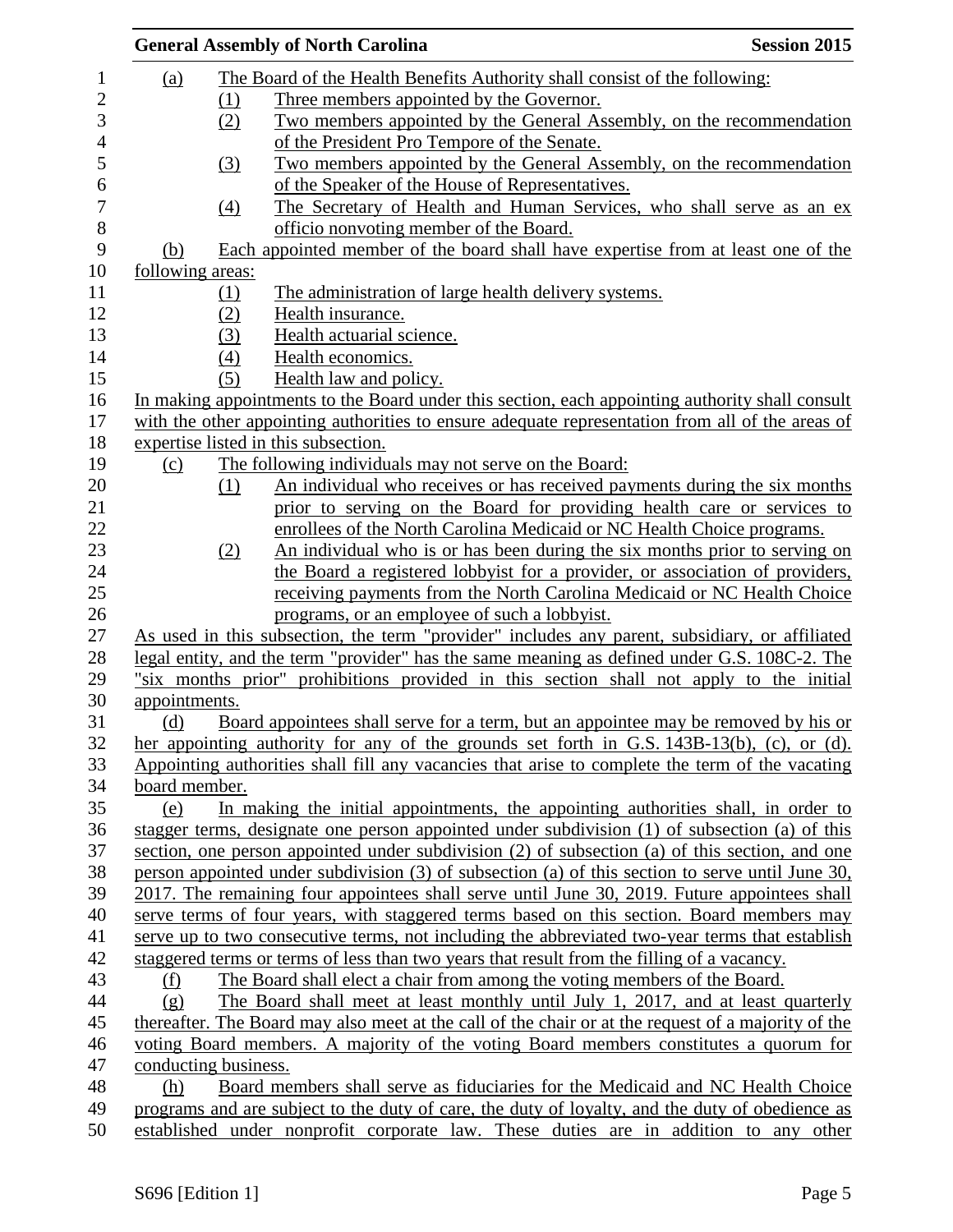(a) The Board of the Health Benefits Authority shall consist of the following:

(1) Three members appointed by the Governor.

(2) Two members appointed by the General Assembly, on the recommendation of the President Pro Tempore of the Senate.

(3) Two members appointed by the General Assembly, on the recommendation of the Speaker of the House of Representatives.

(4) The Secretary of Health and Human Services, who shall serve as an ex officio nonvoting member of the Board.

(b) Each appointed member of the board shall have expertise from at least one of the following areas:

(1) The administration of large health delivery systems.

(2) Health insurance.

(3) Health actuarial science.

(4) Health economics.

(5) Health law and policy.

In making appointments to the Board under this section, each appointing authority shall consult with the other appointing authorities to ensure adequate representation from all of the areas of expertise listed in this subsection.

(c) The following individuals may not serve on the Board:

(1) An individual who receives or has received payments during the six months prior to serving on the Board for providing health care or services to enrollees of the North Carolina Medicaid or NC Health Choice programs.

(2) An individual who is or has been during the six months prior to serving on the Board a registered lobbyist for a provider, or association of providers, receiving payments from the North Carolina Medicaid or NC Health Choice programs, or an employee of such a lobbyist.

As used in this subsection, the term "provider" includes any parent, subsidiary, or affiliated legal entity, and the term "provider" has the same meaning as defined under G.S. 108C-2. The "six months prior" prohibitions provided in this section shall not apply to the initial appointments.

(d) Board appointees shall serve for a term, but an appointee may be removed by his or her appointing authority for any of the grounds set forth in G.S. 143B-13(b), (c), or (d). Appointing authorities shall fill any vacancies that arise to complete the term of the vacating board member.

(e) In making the initial appointments, the appointing authorities shall, in order to stagger terms, designate one person appointed under subdivision (1) of subsection (a) of this section, one person appointed under subdivision (2) of subsection (a) of this section, and one person appointed under subdivision (3) of subsection (a) of this section to serve until June 30, 2017. The remaining four appointees shall serve until June 30, 2019. Future appointees shall serve terms of four years, with staggered terms based on this section. Board members may serve up to two consecutive terms, not including the abbreviated two-year terms that establish staggered terms or terms of less than two years that result from the filling of a vacancy.

(f) The Board shall elect a chair from among the voting members of the Board.

(g) The Board shall meet at least monthly until July 1, 2017, and at least quarterly thereafter. The Board may also meet at the call of the chair or at the request of a majority of the voting Board members. A majority of the voting Board members constitutes a quorum for conducting business.

(h) Board members shall serve as fiduciaries for the Medicaid and NC Health Choice programs and are subject to the duty of care, the duty of loyalty, and the duty of obedience as established under nonprofit corporate law. These duties are in addition to any other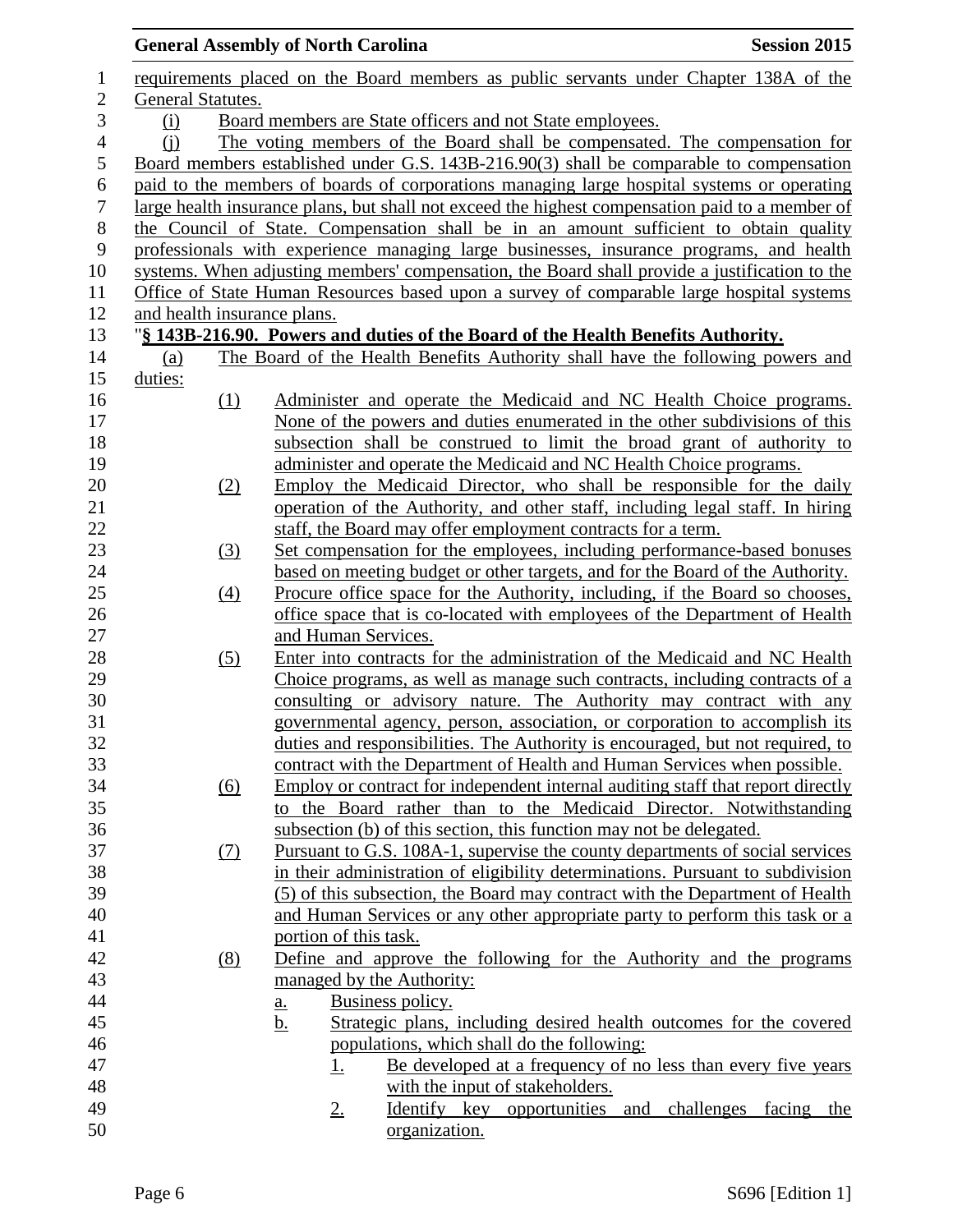requirements placed on the Board members as public servants under Chapter 138A of the General Statutes.

(i) Board members are State officers and not State employees.

(j) The voting members of the Board shall be compensated. The compensation for Board members established under G.S. 143B-216.90(3) shall be comparable to compensation paid to the members of boards of corporations managing large hospital systems or operating large health insurance plans, but shall not exceed the highest compensation paid to a member of the Council of State. Compensation shall be in an amount sufficient to obtain quality professionals with experience managing large businesses, insurance programs, and health systems. When adjusting members' compensation, the Board shall provide a justification to the Office of State Human Resources based upon a survey of comparable large hospital systems and health insurance plans.

"**§ 143B-216.90. Powers and duties of the Board of the Health Benefits Authority.**

(a) The Board of the Health Benefits Authority shall have the following powers and duties:

(1) Administer and operate the Medicaid and NC Health Choice programs. None of the powers and duties enumerated in the other subdivisions of this subsection shall be construed to limit the broad grant of authority to administer and operate the Medicaid and NC Health Choice programs.

(2) Employ the Medicaid Director, who shall be responsible for the daily operation of the Authority, and other staff, including legal staff. In hiring staff, the Board may offer employment contracts for a term.

(3) Set compensation for the employees, including performance-based bonuses based on meeting budget or other targets, and for the Board of the Authority.

(4) Procure office space for the Authority, including, if the Board so chooses, office space that is co-located with employees of the Department of Health and Human Services.

(5) Enter into contracts for the administration of the Medicaid and NC Health Choice programs, as well as manage such contracts, including contracts of a consulting or advisory nature. The Authority may contract with any governmental agency, person, association, or corporation to accomplish its duties and responsibilities. The Authority is encouraged, but not required, to contract with the Department of Health and Human Services when possible.

(6) Employ or contract for independent internal auditing staff that report directly to the Board rather than to the Medicaid Director. Notwithstanding subsection (b) of this section, this function may not be delegated.

(7) Pursuant to G.S. 108A-1, supervise the county departments of social services in their administration of eligibility determinations. Pursuant to subdivision (5) of this subsection, the Board may contract with the Department of Health and Human Services or any other appropriate party to perform this task or a portion of this task.

(8) Define and approve the following for the Authority and the programs managed by the Authority:

a. Business policy.

b. Strategic plans, including desired health outcomes for the covered populations, which shall do the following:

1. Be developed at a frequency of no less than every five years with the input of stakeholders.

2. Identify key opportunities and challenges facing the organization.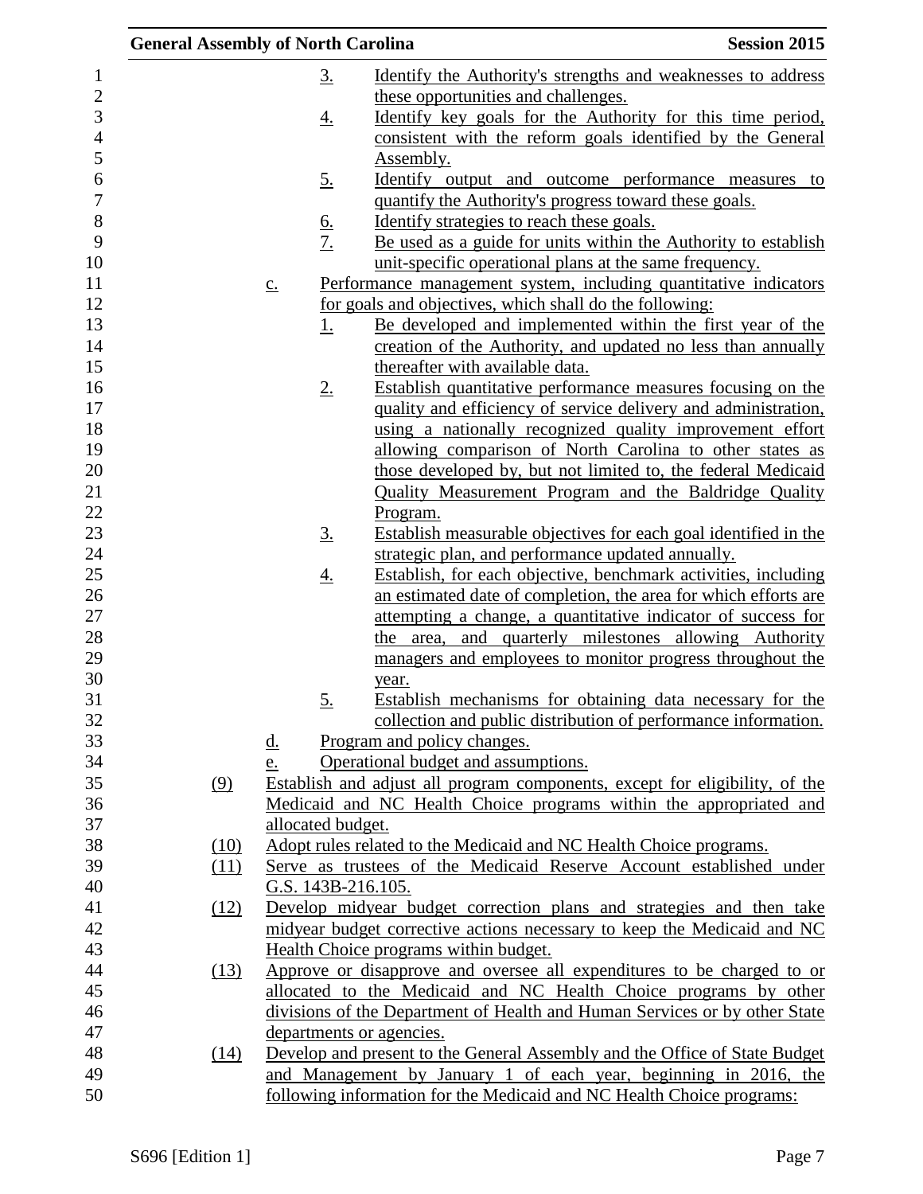3. Identify the Authority's strengths and weaknesses to address these opportunities and challenges.
4. Identify key goals for the Authority for this time period, consistent with the reform goals identified by the General Assembly.
5. Identify output and outcome performance measures to quantify the Authority's progress toward these goals.
6. Identify strategies to reach these goals.
7. Be used as a guide for units within the Authority to establish unit-specific operational plans at the same frequency.

c. Performance management system, including quantitative indicators for goals and objectives, which shall do the following:

1. Be developed and implemented within the first year of the creation of the Authority, and updated no less than annually thereafter with available data.
2. Establish quantitative performance measures focusing on the quality and efficiency of service delivery and administration, using a nationally recognized quality improvement effort allowing comparison of North Carolina to other states as those developed by, but not limited to, the federal Medicaid Quality Measurement Program and the Baldridge Quality Program.
3. Establish measurable objectives for each goal identified in the strategic plan, and performance updated annually.
4. Establish, for each objective, benchmark activities, including an estimated date of completion, the area for which efforts are attempting a change, a quantitative indicator of success for the area, and quarterly milestones allowing Authority managers and employees to monitor progress throughout the year.
5. Establish mechanisms for obtaining data necessary for the collection and public distribution of performance information.

d. Program and policy changes.

e. Operational budget and assumptions.

(9) Establish and adjust all program components, except for eligibility, of the Medicaid and NC Health Choice programs within the appropriated and allocated budget.

(10) Adopt rules related to the Medicaid and NC Health Choice programs.

(11) Serve as trustees of the Medicaid Reserve Account established under G.S. 143B-216.105.

(12) Develop midyear budget correction plans and strategies and then take midyear budget corrective actions necessary to keep the Medicaid and NC Health Choice programs within budget.

(13) Approve or disapprove and oversee all expenditures to be charged to or allocated to the Medicaid and NC Health Choice programs by other divisions of the Department of Health and Human Services or by other State departments or agencies.

(14) Develop and present to the General Assembly and the Office of State Budget and Management by January 1 of each year, beginning in 2016, the following information for the Medicaid and NC Health Choice programs: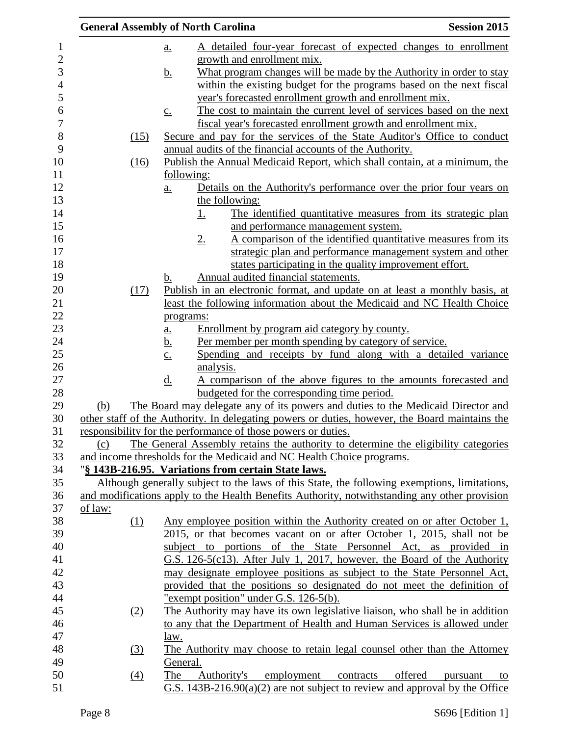a. A detailed four-year forecast of expected changes to enrollment growth and enrollment mix.
b. What program changes will be made by the Authority in order to stay within the existing budget for the programs based on the next fiscal year's forecasted enrollment growth and enrollment mix.
c. The cost to maintain the current level of services based on the next fiscal year's forecasted enrollment growth and enrollment mix.

(15) Secure and pay for the services of the State Auditor's Office to conduct annual audits of the financial accounts of the Authority.

(16) Publish the Annual Medicaid Report, which shall contain, at a minimum, the following:

a. Details on the Authority's performance over the prior four years on the following:
   1. The identified quantitative measures from its strategic plan and performance management system.
   2. A comparison of the identified quantitative measures from its strategic plan and performance management system and other states participating in the quality improvement effort.
b. Annual audited financial statements.

(17) Publish in an electronic format, and update on at least a monthly basis, at least the following information about the Medicaid and NC Health Choice programs:

a. Enrollment by program aid category by county.
b. Per member per month spending by category of service.
c. Spending and receipts by fund along with a detailed variance analysis.
d. A comparison of the above figures to the amounts forecasted and budgeted for the corresponding time period.

(b) The Board may delegate any of its powers and duties to the Medicaid Director and other staff of the Authority. In delegating powers or duties, however, the Board maintains the responsibility for the performance of those powers or duties.

(c) The General Assembly retains the authority to determine the eligibility categories and income thresholds for the Medicaid and NC Health Choice programs.

"**§ 143B-216.95. Variations from certain State laws.**

Although generally subject to the laws of this State, the following exemptions, limitations, and modifications apply to the Health Benefits Authority, notwithstanding any other provision of law:

(1) Any employee position within the Authority created on or after October 1, 2015, or that becomes vacant on or after October 1, 2015, shall not be subject to portions of the State Personnel Act, as provided in G.S. 126-5(c13). After July 1, 2017, however, the Board of the Authority may designate employee positions as subject to the State Personnel Act, provided that the positions so designated do not meet the definition of "exempt position" under G.S. 126-5(b).

(2) The Authority may have its own legislative liaison, who shall be in addition to any that the Department of Health and Human Services is allowed under law.

(3) The Authority may choose to retain legal counsel other than the Attorney General.

(4) The Authority's employment contracts offered pursuant to G.S. 143B-216.90(a)(2) are not subject to review and approval by the Office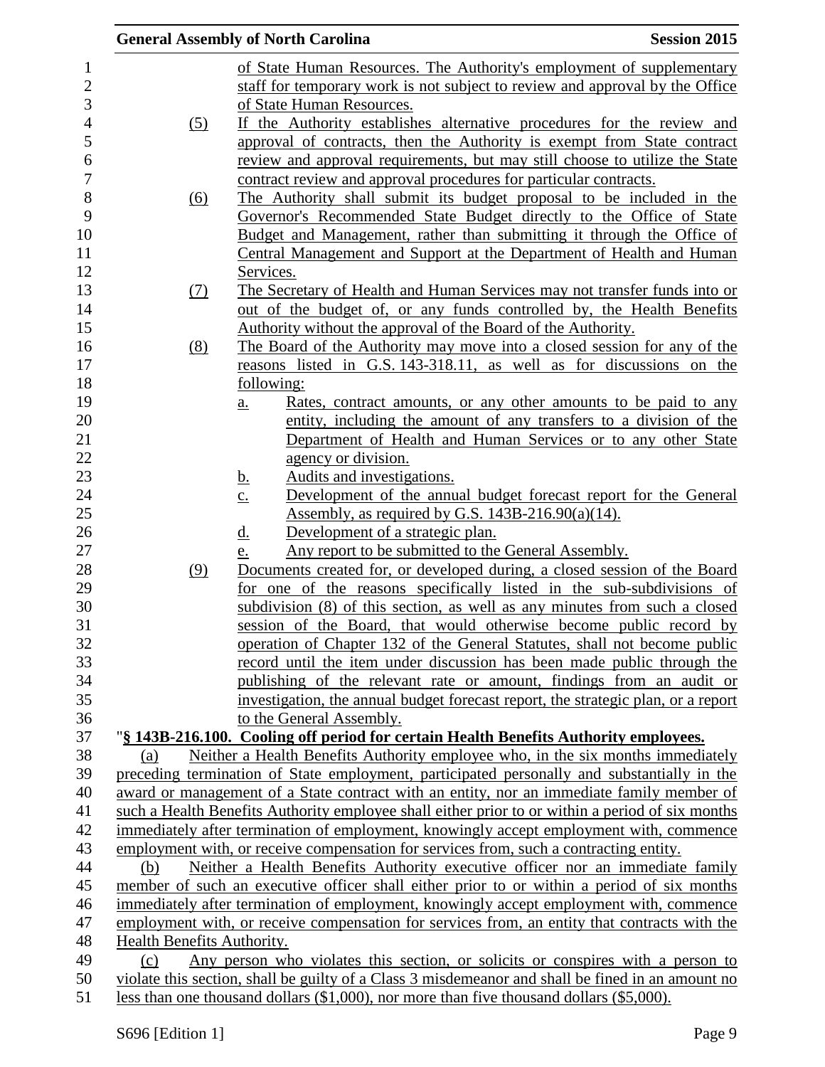of State Human Resources. The Authority's employment of supplementary staff for temporary work is not subject to review and approval by the Office of State Human Resources.

(5) If the Authority establishes alternative procedures for the review and approval of contracts, then the Authority is exempt from State contract review and approval requirements, but may still choose to utilize the State contract review and approval procedures for particular contracts.

(6) The Authority shall submit its budget proposal to be included in the Governor's Recommended State Budget directly to the Office of State Budget and Management, rather than submitting it through the Office of Central Management and Support at the Department of Health and Human Services.

(7) The Secretary of Health and Human Services may not transfer funds into or out of the budget of, or any funds controlled by, the Health Benefits Authority without the approval of the Board of the Authority.

(8) The Board of the Authority may move into a closed session for any of the reasons listed in G.S. 143-318.11, as well as for discussions on the following:

a. Rates, contract amounts, or any other amounts to be paid to any entity, including the amount of any transfers to a division of the Department of Health and Human Services or to any other State agency or division.

b. Audits and investigations.

c. Development of the annual budget forecast report for the General Assembly, as required by G.S. 143B-216.90(a)(14).

d. Development of a strategic plan.

e. Any report to be submitted to the General Assembly.

(9) Documents created for, or developed during, a closed session of the Board for one of the reasons specifically listed in the sub-subdivisions of subdivision (8) of this section, as well as any minutes from such a closed session of the Board, that would otherwise become public record by operation of Chapter 132 of the General Statutes, shall not become public record until the item under discussion has been made public through the publishing of the relevant rate or amount, findings from an audit or investigation, the annual budget forecast report, the strategic plan, or a report to the General Assembly.

"**§ 143B-216.100. Cooling off period for certain Health Benefits Authority employees.**

(a) Neither a Health Benefits Authority employee who, in the six months immediately preceding termination of State employment, participated personally and substantially in the award or management of a State contract with an entity, nor an immediate family member of such a Health Benefits Authority employee shall either prior to or within a period of six months immediately after termination of employment, knowingly accept employment with, commence employment with, or receive compensation for services from, such a contracting entity.

(b) Neither a Health Benefits Authority executive officer nor an immediate family member of such an executive officer shall either prior to or within a period of six months immediately after termination of employment, knowingly accept employment with, commence employment with, or receive compensation for services from, an entity that contracts with the Health Benefits Authority.

(c) Any person who violates this section, or solicits or conspires with a person to violate this section, shall be guilty of a Class 3 misdemeanor and shall be fined in an amount no less than one thousand dollars ($1,000), nor more than five thousand dollars ($5,000).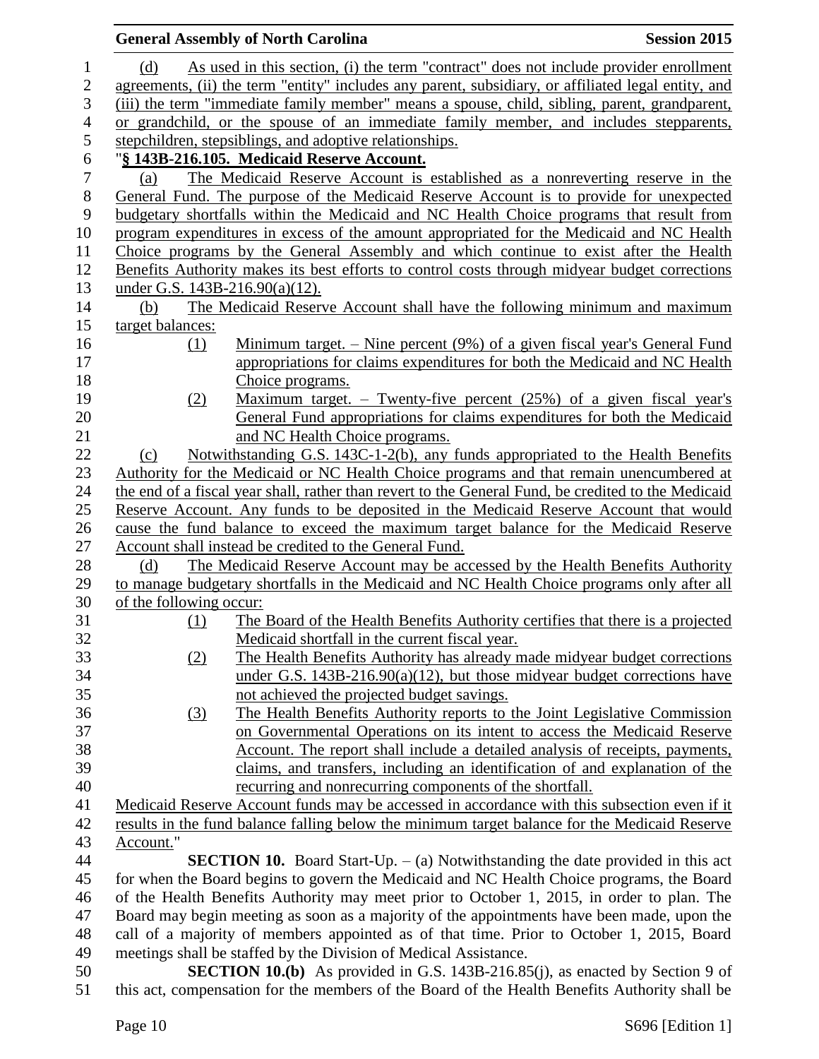(d) As used in this section, (i) the term "contract" does not include provider enrollment agreements, (ii) the term "entity" includes any parent, subsidiary, or affiliated legal entity, and (iii) the term "immediate family member" means a spouse, child, sibling, parent, grandparent, or grandchild, or the spouse of an immediate family member, and includes stepparents, stepchildren, stepsiblings, and adoptive relationships.

"**§ 143B-216.105. Medicaid Reserve Account.**

(a) The Medicaid Reserve Account is established as a nonreverting reserve in the General Fund. The purpose of the Medicaid Reserve Account is to provide for unexpected budgetary shortfalls within the Medicaid and NC Health Choice programs that result from program expenditures in excess of the amount appropriated for the Medicaid and NC Health Choice programs by the General Assembly and which continue to exist after the Health Benefits Authority makes its best efforts to control costs through midyear budget corrections under G.S. 143B-216.90(a)(12).

(b) The Medicaid Reserve Account shall have the following minimum and maximum target balances:

(1) Minimum target. – Nine percent (9%) of a given fiscal year's General Fund appropriations for claims expenditures for both the Medicaid and NC Health Choice programs.

(2) Maximum target. – Twenty-five percent (25%) of a given fiscal year's General Fund appropriations for claims expenditures for both the Medicaid and NC Health Choice programs.

(c) Notwithstanding G.S. 143C-1-2(b), any funds appropriated to the Health Benefits Authority for the Medicaid or NC Health Choice programs and that remain unencumbered at the end of a fiscal year shall, rather than revert to the General Fund, be credited to the Medicaid Reserve Account. Any funds to be deposited in the Medicaid Reserve Account that would cause the fund balance to exceed the maximum target balance for the Medicaid Reserve Account shall instead be credited to the General Fund.

(d) The Medicaid Reserve Account may be accessed by the Health Benefits Authority to manage budgetary shortfalls in the Medicaid and NC Health Choice programs only after all of the following occur:

(1) The Board of the Health Benefits Authority certifies that there is a projected Medicaid shortfall in the current fiscal year.

(2) The Health Benefits Authority has already made midyear budget corrections under G.S. 143B-216.90(a)(12), but those midyear budget corrections have not achieved the projected budget savings.

(3) The Health Benefits Authority reports to the Joint Legislative Commission on Governmental Operations on its intent to access the Medicaid Reserve Account. The report shall include a detailed analysis of receipts, payments, claims, and transfers, including an identification of and explanation of the recurring and nonrecurring components of the shortfall.

Medicaid Reserve Account funds may be accessed in accordance with this subsection even if it results in the fund balance falling below the minimum target balance for the Medicaid Reserve Account."

**SECTION 10.** Board Start-Up. – (a) Notwithstanding the date provided in this act for when the Board begins to govern the Medicaid and NC Health Choice programs, the Board of the Health Benefits Authority may meet prior to October 1, 2015, in order to plan. The Board may begin meeting as soon as a majority of the appointments have been made, upon the call of a majority of members appointed as of that time. Prior to October 1, 2015, Board meetings shall be staffed by the Division of Medical Assistance.

**SECTION 10.(b)** As provided in G.S. 143B-216.85(j), as enacted by Section 9 of this act, compensation for the members of the Board of the Health Benefits Authority shall be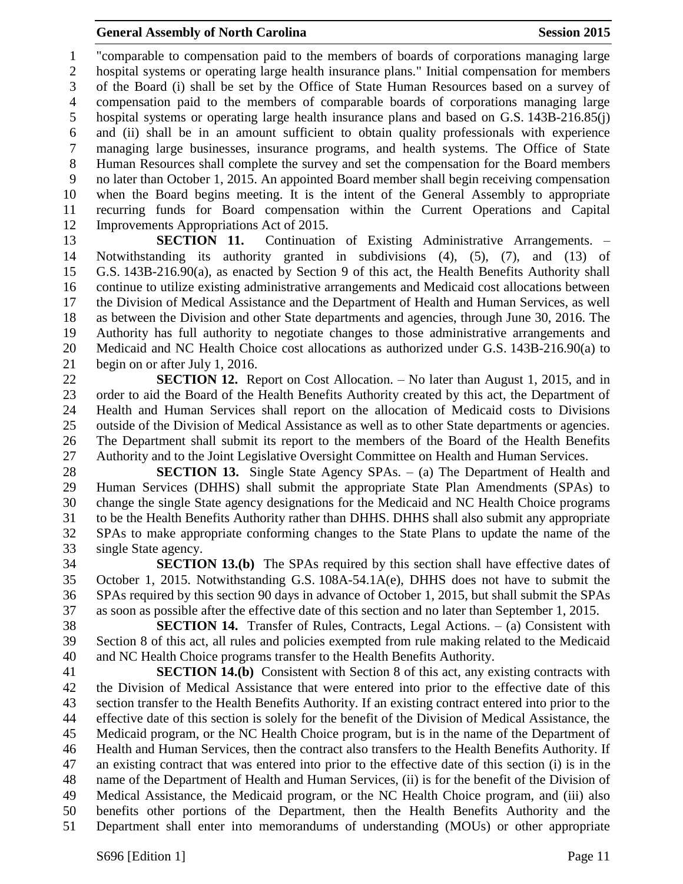"comparable to compensation paid to the members of boards of corporations managing large hospital systems or operating large health insurance plans." Initial compensation for members of the Board (i) shall be set by the Office of State Human Resources based on a survey of compensation paid to the members of comparable boards of corporations managing large hospital systems or operating large health insurance plans and based on G.S. 143B-216.85(j) and (ii) shall be in an amount sufficient to obtain quality professionals with experience managing large businesses, insurance programs, and health systems. The Office of State Human Resources shall complete the survey and set the compensation for the Board members no later than October 1, 2015. An appointed Board member shall begin receiving compensation when the Board begins meeting. It is the intent of the General Assembly to appropriate recurring funds for Board compensation within the Current Operations and Capital Improvements Appropriations Act of 2015.

**SECTION 11.** Continuation of Existing Administrative Arrangements. – Notwithstanding its authority granted in subdivisions (4), (5), (7), and (13) of G.S. 143B-216.90(a), as enacted by Section 9 of this act, the Health Benefits Authority shall continue to utilize existing administrative arrangements and Medicaid cost allocations between the Division of Medical Assistance and the Department of Health and Human Services, as well as between the Division and other State departments and agencies, through June 30, 2016. The Authority has full authority to negotiate changes to those administrative arrangements and Medicaid and NC Health Choice cost allocations as authorized under G.S. 143B-216.90(a) to begin on or after July 1, 2016.

**SECTION 12.** Report on Cost Allocation. – No later than August 1, 2015, and in order to aid the Board of the Health Benefits Authority created by this act, the Department of Health and Human Services shall report on the allocation of Medicaid costs to Divisions outside of the Division of Medical Assistance as well as to other State departments or agencies. The Department shall submit its report to the members of the Board of the Health Benefits Authority and to the Joint Legislative Oversight Committee on Health and Human Services.

**SECTION 13.** Single State Agency SPAs. – (a) The Department of Health and Human Services (DHHS) shall submit the appropriate State Plan Amendments (SPAs) to change the single State agency designations for the Medicaid and NC Health Choice programs to be the Health Benefits Authority rather than DHHS. DHHS shall also submit any appropriate SPAs to make appropriate conforming changes to the State Plans to update the name of the single State agency.

**SECTION 13.(b)** The SPAs required by this section shall have effective dates of October 1, 2015. Notwithstanding G.S. 108A-54.1A(e), DHHS does not have to submit the SPAs required by this section 90 days in advance of October 1, 2015, but shall submit the SPAs as soon as possible after the effective date of this section and no later than September 1, 2015.

**SECTION 14.** Transfer of Rules, Contracts, Legal Actions. – (a) Consistent with Section 8 of this act, all rules and policies exempted from rule making related to the Medicaid and NC Health Choice programs transfer to the Health Benefits Authority.

**SECTION 14.(b)** Consistent with Section 8 of this act, any existing contracts with the Division of Medical Assistance that were entered into prior to the effective date of this section transfer to the Health Benefits Authority. If an existing contract entered into prior to the effective date of this section is solely for the benefit of the Division of Medical Assistance, the Medicaid program, or the NC Health Choice program, but is in the name of the Department of Health and Human Services, then the contract also transfers to the Health Benefits Authority. If an existing contract that was entered into prior to the effective date of this section (i) is in the name of the Department of Health and Human Services, (ii) is for the benefit of the Division of Medical Assistance, the Medicaid program, or the NC Health Choice program, and (iii) also benefits other portions of the Department, then the Health Benefits Authority and the Department shall enter into memorandums of understanding (MOUs) or other appropriate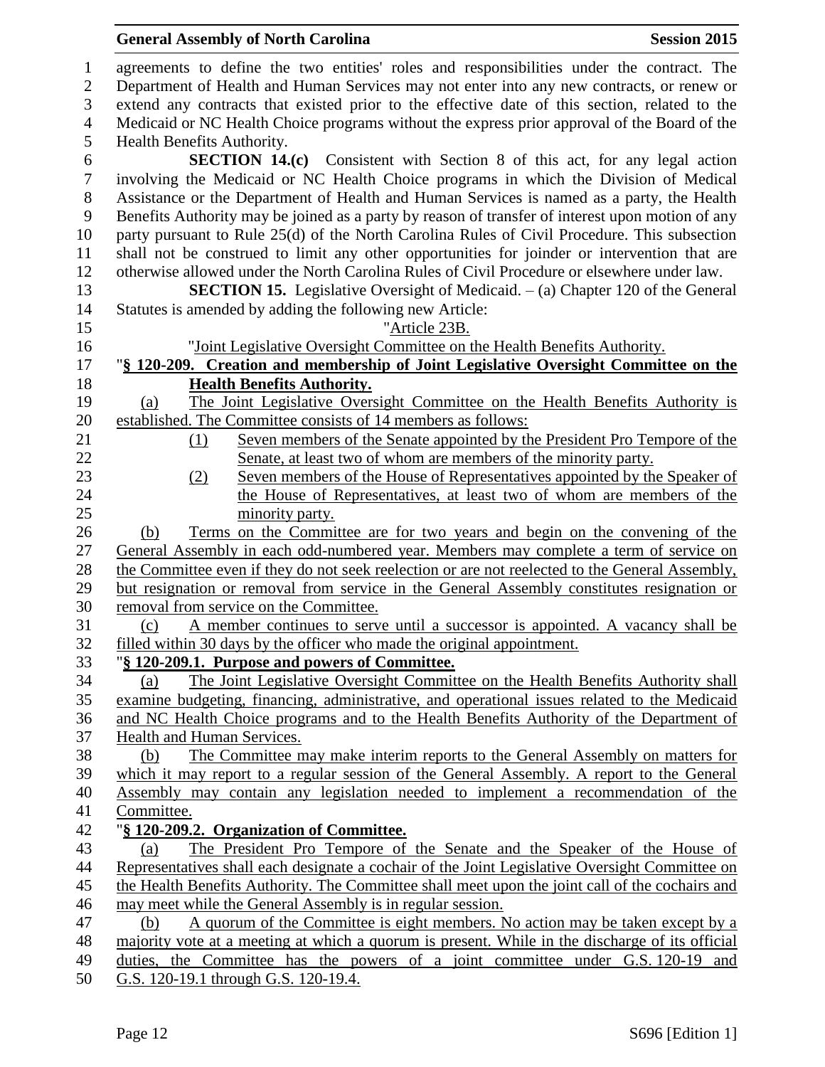agreements to define the two entities' roles and responsibilities under the contract. The Department of Health and Human Services may not enter into any new contracts, or renew or extend any contracts that existed prior to the effective date of this section, related to the Medicaid or NC Health Choice programs without the express prior approval of the Board of the Health Benefits Authority.

**SECTION 14.(c)** Consistent with Section 8 of this act, for any legal action involving the Medicaid or NC Health Choice programs in which the Division of Medical Assistance or the Department of Health and Human Services is named as a party, the Health Benefits Authority may be joined as a party by reason of transfer of interest upon motion of any party pursuant to Rule 25(d) of the North Carolina Rules of Civil Procedure. This subsection shall not be construed to limit any other opportunities for joinder or intervention that are otherwise allowed under the North Carolina Rules of Civil Procedure or elsewhere under law.

**SECTION 15.** Legislative Oversight of Medicaid. – (a) Chapter 120 of the General Statutes is amended by adding the following new Article:

"Article 23B.

"Joint Legislative Oversight Committee on the Health Benefits Authority.

"**§ 120-209. Creation and membership of Joint Legislative Oversight Committee on the Health Benefits Authority.**

(a) The Joint Legislative Oversight Committee on the Health Benefits Authority is established. The Committee consists of 14 members as follows:

(1) Seven members of the Senate appointed by the President Pro Tempore of the Senate, at least two of whom are members of the minority party.

(2) Seven members of the House of Representatives appointed by the Speaker of the House of Representatives, at least two of whom are members of the minority party.

(b) Terms on the Committee are for two years and begin on the convening of the General Assembly in each odd-numbered year. Members may complete a term of service on the Committee even if they do not seek reelection or are not reelected to the General Assembly, but resignation or removal from service in the General Assembly constitutes resignation or removal from service on the Committee.

(c) A member continues to serve until a successor is appointed. A vacancy shall be filled within 30 days by the officer who made the original appointment.

"**§ 120-209.1. Purpose and powers of Committee.**

(a) The Joint Legislative Oversight Committee on the Health Benefits Authority shall examine budgeting, financing, administrative, and operational issues related to the Medicaid and NC Health Choice programs and to the Health Benefits Authority of the Department of Health and Human Services.

(b) The Committee may make interim reports to the General Assembly on matters for which it may report to a regular session of the General Assembly. A report to the General Assembly may contain any legislation needed to implement a recommendation of the Committee.

"**§ 120-209.2. Organization of Committee.**

(a) The President Pro Tempore of the Senate and the Speaker of the House of Representatives shall each designate a cochair of the Joint Legislative Oversight Committee on the Health Benefits Authority. The Committee shall meet upon the joint call of the cochairs and may meet while the General Assembly is in regular session.

(b) A quorum of the Committee is eight members. No action may be taken except by a majority vote at a meeting at which a quorum is present. While in the discharge of its official duties, the Committee has the powers of a joint committee under G.S. 120-19 and G.S. 120-19.1 through G.S. 120-19.4.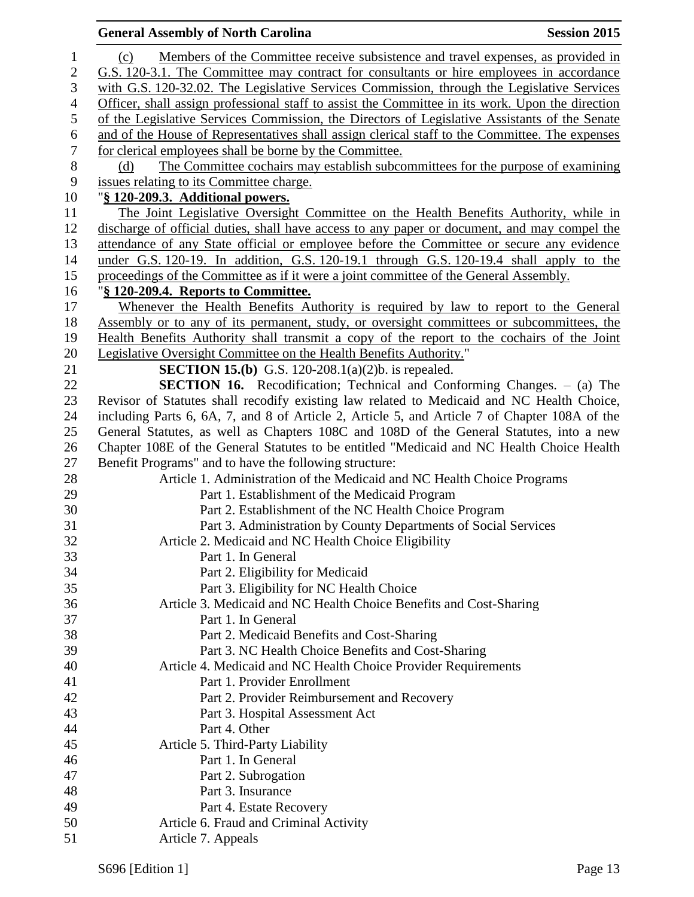(c) Members of the Committee receive subsistence and travel expenses, as provided in G.S. 120-3.1. The Committee may contract for consultants or hire employees in accordance with G.S. 120-32.02. The Legislative Services Commission, through the Legislative Services Officer, shall assign professional staff to assist the Committee in its work. Upon the direction of the Legislative Services Commission, the Directors of Legislative Assistants of the Senate and of the House of Representatives shall assign clerical staff to the Committee. The expenses for clerical employees shall be borne by the Committee.

(d) The Committee cochairs may establish subcommittees for the purpose of examining issues relating to its Committee charge.

"**§ 120-209.3. Additional powers.**

The Joint Legislative Oversight Committee on the Health Benefits Authority, while in discharge of official duties, shall have access to any paper or document, and may compel the attendance of any State official or employee before the Committee or secure any evidence under G.S. 120-19. In addition, G.S. 120-19.1 through G.S. 120-19.4 shall apply to the proceedings of the Committee as if it were a joint committee of the General Assembly.

"**§ 120-209.4. Reports to Committee.**

Whenever the Health Benefits Authority is required by law to report to the General Assembly or to any of its permanent, study, or oversight committees or subcommittees, the Health Benefits Authority shall transmit a copy of the report to the cochairs of the Joint Legislative Oversight Committee on the Health Benefits Authority."

**SECTION 15.(b)** G.S. 120-208.1(a)(2)b. is repealed.

**SECTION 16.** Recodification; Technical and Conforming Changes. – (a) The Revisor of Statutes shall recodify existing law related to Medicaid and NC Health Choice, including Parts 6, 6A, 7, and 8 of Article 2, Article 5, and Article 7 of Chapter 108A of the General Statutes, as well as Chapters 108C and 108D of the General Statutes, into a new Chapter 108E of the General Statutes to be entitled "Medicaid and NC Health Choice Health Benefit Programs" and to have the following structure:

- Article 1. Administration of the Medicaid and NC Health Choice Programs
  - Part 1. Establishment of the Medicaid Program
  - Part 2. Establishment of the NC Health Choice Program
  - Part 3. Administration by County Departments of Social Services
- Article 2. Medicaid and NC Health Choice Eligibility
  - Part 1. In General
  - Part 2. Eligibility for Medicaid
  - Part 3. Eligibility for NC Health Choice
- Article 3. Medicaid and NC Health Choice Benefits and Cost-Sharing
  - Part 1. In General
  - Part 2. Medicaid Benefits and Cost-Sharing
  - Part 3. NC Health Choice Benefits and Cost-Sharing
- Article 4. Medicaid and NC Health Choice Provider Requirements
  - Part 1. Provider Enrollment
  - Part 2. Provider Reimbursement and Recovery
  - Part 3. Hospital Assessment Act
  - Part 4. Other
- Article 5. Third-Party Liability
  - Part 1. In General
  - Part 2. Subrogation
  - Part 3. Insurance
  - Part 4. Estate Recovery
- Article 6. Fraud and Criminal Activity
- Article 7. Appeals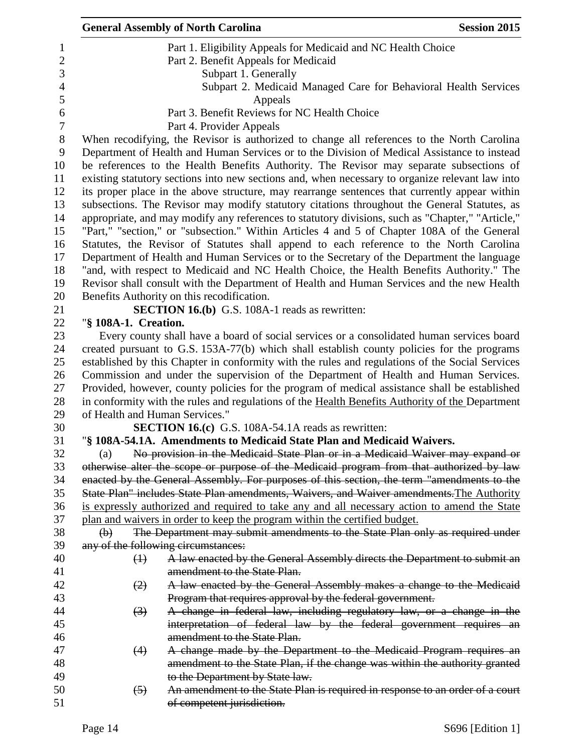Part 1. Eligibility Appeals for Medicaid and NC Health Choice

Part 2. Benefit Appeals for Medicaid

Subpart 1. Generally

Subpart 2. Medicaid Managed Care for Behavioral Health Services Appeals

Part 3. Benefit Reviews for NC Health Choice

Part 4. Provider Appeals

When recodifying, the Revisor is authorized to change all references to the North Carolina Department of Health and Human Services or to the Division of Medical Assistance to instead be references to the Health Benefits Authority. The Revisor may separate subsections of existing statutory sections into new sections and, when necessary to organize relevant law into its proper place in the above structure, may rearrange sentences that currently appear within subsections. The Revisor may modify statutory citations throughout the General Statutes, as appropriate, and may modify any references to statutory divisions, such as "Chapter," "Article," "Part," "section," or "subsection." Within Articles 4 and 5 of Chapter 108A of the General Statutes, the Revisor of Statutes shall append to each reference to the North Carolina Department of Health and Human Services or to the Secretary of the Department the language "and, with respect to Medicaid and NC Health Choice, the Health Benefits Authority." The Revisor shall consult with the Department of Health and Human Services and the new Health Benefits Authority on this recodification.

**SECTION 16.(b)** G.S. 108A-1 reads as rewritten:

"**§ 108A-1. Creation.**

Every county shall have a board of social services or a consolidated human services board created pursuant to G.S. 153A-77(b) which shall establish county policies for the programs established by this Chapter in conformity with the rules and regulations of the Social Services Commission and under the supervision of the Department of Health and Human Services. Provided, however, county policies for the program of medical assistance shall be established in conformity with the rules and regulations of the <u>Health Benefits Authority of the</u> Department of Health and Human Services."

**SECTION 16.(c)** G.S. 108A-54.1A reads as rewritten:

"**§ 108A-54.1A. Amendments to Medicaid State Plan and Medicaid Waivers.**

(a) ~~No provision in the Medicaid State Plan or in a Medicaid Waiver may expand or otherwise alter the scope or purpose of the Medicaid program from that authorized by law enacted by the General Assembly. For purposes of this section, the term "amendments to the State Plan" includes State Plan amendments, Waivers, and Waiver amendments.~~<u>The Authority is expressly authorized and required to take any and all necessary action to amend the State plan and waivers in order to keep the program within the certified budget.</u>

~~(b) The Department may submit amendments to the State Plan only as required under any of the following circumstances:~~

~~(1) A law enacted by the General Assembly directs the Department to submit an amendment to the State Plan.~~

~~(2) A law enacted by the General Assembly makes a change to the Medicaid Program that requires approval by the federal government.~~

~~(3) A change in federal law, including regulatory law, or a change in the interpretation of federal law by the federal government requires an amendment to the State Plan.~~

~~(4) A change made by the Department to the Medicaid Program requires an amendment to the State Plan, if the change was within the authority granted to the Department by State law.~~

~~(5) An amendment to the State Plan is required in response to an order of a court of competent jurisdiction.~~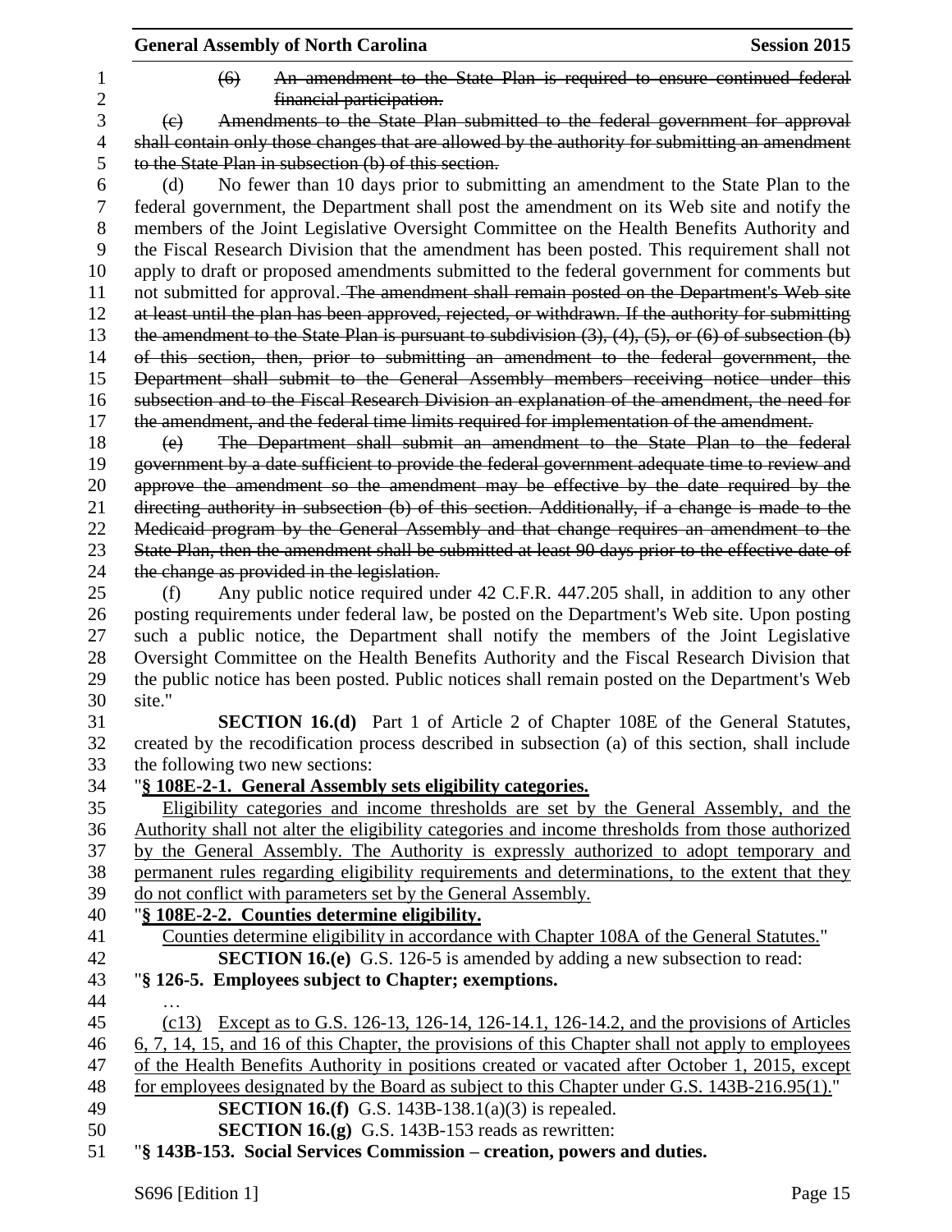~~(6) An amendment to the State Plan is required to ensure continued federal financial participation.~~

~~(c) Amendments to the State Plan submitted to the federal government for approval shall contain only those changes that are allowed by the authority for submitting an amendment to the State Plan in subsection (b) of this section.~~

(d) No fewer than 10 days prior to submitting an amendment to the State Plan to the federal government, the Department shall post the amendment on its Web site and notify the members of the Joint Legislative Oversight Committee on the Health Benefits Authority and the Fiscal Research Division that the amendment has been posted. This requirement shall not apply to draft or proposed amendments submitted to the federal government for comments but not submitted for approval. ~~The amendment shall remain posted on the Department's Web site at least until the plan has been approved, rejected, or withdrawn. If the authority for submitting the amendment to the State Plan is pursuant to subdivision (3), (4), (5), or (6) of subsection (b) of this section, then, prior to submitting an amendment to the federal government, the Department shall submit to the General Assembly members receiving notice under this subsection and to the Fiscal Research Division an explanation of the amendment, the need for the amendment, and the federal time limits required for implementation of the amendment.~~

~~(e) The Department shall submit an amendment to the State Plan to the federal government by a date sufficient to provide the federal government adequate time to review and approve the amendment so the amendment may be effective by the date required by the directing authority in subsection (b) of this section. Additionally, if a change is made to the Medicaid program by the General Assembly and that change requires an amendment to the State Plan, then the amendment shall be submitted at least 90 days prior to the effective date of the change as provided in the legislation.~~

(f) Any public notice required under 42 C.F.R. 447.205 shall, in addition to any other posting requirements under federal law, be posted on the Department's Web site. Upon posting such a public notice, the Department shall notify the members of the Joint Legislative Oversight Committee on the Health Benefits Authority and the Fiscal Research Division that the public notice has been posted. Public notices shall remain posted on the Department's Web site."

**SECTION 16.(d)** Part 1 of Article 2 of Chapter 108E of the General Statutes, created by the recodification process described in subsection (a) of this section, shall include the following two new sections:

"**<u>§ 108E-2-1. General Assembly sets eligibility categories.</u>**

<u>Eligibility categories and income thresholds are set by the General Assembly, and the Authority shall not alter the eligibility categories and income thresholds from those authorized by the General Assembly. The Authority is expressly authorized to adopt temporary and permanent rules regarding eligibility requirements and determinations, to the extent that they do not conflict with parameters set by the General Assembly.</u>

"**<u>§ 108E-2-2. Counties determine eligibility.</u>**

<u>Counties determine eligibility in accordance with Chapter 108A of the General Statutes.</u>"

**SECTION 16.(e)** G.S. 126-5 is amended by adding a new subsection to read:

"**§ 126-5. Employees subject to Chapter; exemptions.**

…

<u>(c13) Except as to G.S. 126-13, 126-14, 126-14.1, 126-14.2, and the provisions of Articles 6, 7, 14, 15, and 16 of this Chapter, the provisions of this Chapter shall not apply to employees of the Health Benefits Authority in positions created or vacated after October 1, 2015, except for employees designated by the Board as subject to this Chapter under G.S. 143B-216.95(1).</u>"

**SECTION 16.(f)** G.S. 143B-138.1(a)(3) is repealed.

**SECTION 16.(g)** G.S. 143B-153 reads as rewritten:

"**§ 143B-153. Social Services Commission – creation, powers and duties.**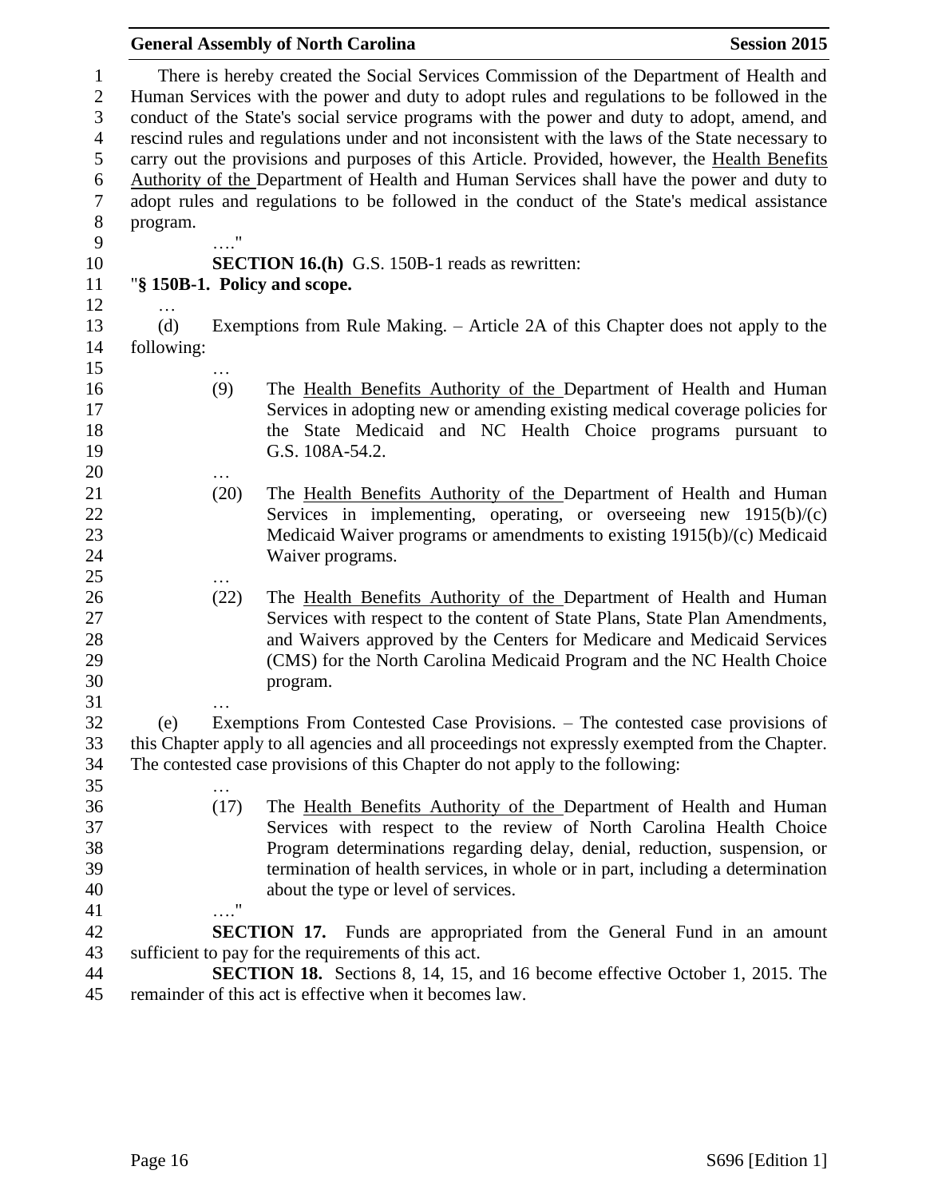There is hereby created the Social Services Commission of the Department of Health and Human Services with the power and duty to adopt rules and regulations to be followed in the conduct of the State's social service programs with the power and duty to adopt, amend, and rescind rules and regulations under and not inconsistent with the laws of the State necessary to carry out the provisions and purposes of this Article. Provided, however, the Health Benefits Authority of the Department of Health and Human Services shall have the power and duty to adopt rules and regulations to be followed in the conduct of the State's medical assistance program.

…."

**SECTION 16.(h)** G.S. 150B-1 reads as rewritten:

"**§ 150B-1. Policy and scope.**

…

(d) Exemptions from Rule Making. – Article 2A of this Chapter does not apply to the following:

…

(9) The Health Benefits Authority of the Department of Health and Human Services in adopting new or amending existing medical coverage policies for the State Medicaid and NC Health Choice programs pursuant to G.S. 108A-54.2.

…

(20) The Health Benefits Authority of the Department of Health and Human Services in implementing, operating, or overseeing new 1915(b)/(c) Medicaid Waiver programs or amendments to existing 1915(b)/(c) Medicaid Waiver programs.

…

(22) The Health Benefits Authority of the Department of Health and Human Services with respect to the content of State Plans, State Plan Amendments, and Waivers approved by the Centers for Medicare and Medicaid Services (CMS) for the North Carolina Medicaid Program and the NC Health Choice program.

…

(e) Exemptions From Contested Case Provisions. – The contested case provisions of this Chapter apply to all agencies and all proceedings not expressly exempted from the Chapter. The contested case provisions of this Chapter do not apply to the following:

…

(17) The Health Benefits Authority of the Department of Health and Human Services with respect to the review of North Carolina Health Choice Program determinations regarding delay, denial, reduction, suspension, or termination of health services, in whole or in part, including a determination about the type or level of services.

…."

**SECTION 17.** Funds are appropriated from the General Fund in an amount sufficient to pay for the requirements of this act.

**SECTION 18.** Sections 8, 14, 15, and 16 become effective October 1, 2015. The remainder of this act is effective when it becomes law.